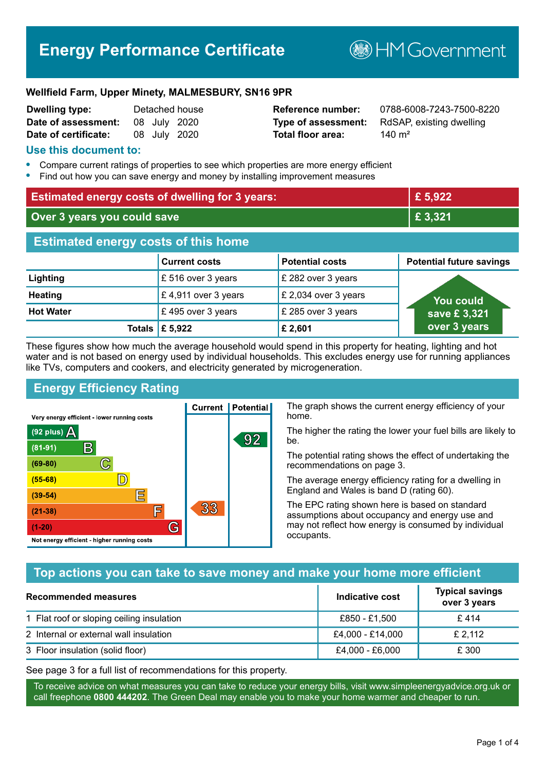# Energy Performance Certificate

HM Government

**Wellfield Farm, Upper Minety, MALMESBURY, SN16 9PR**

| | | | |
|---|---|---|---|
| **Dwelling type:** | Detached house | **Reference number:** | 0788-6008-7243-7500-8220 |
| **Date of assessment:** | 08 July 2020 | **Type of assessment:** | RdSAP, existing dwelling |
| **Date of certificate:** | 08 July 2020 | **Total floor area:** | 140 m² |

## Use this document to:

- Compare current ratings of properties to see which properties are more energy efficient
- Find out how you can save energy and money by installing improvement measures

| | |
|---|---|
| **Estimated energy costs of dwelling for 3 years:** | **£ 5,922** |
| **Over 3 years you could save** | **£ 3,321** |

## Estimated energy costs of this home

| | Current costs | Potential costs | Potential future savings |
|---|---|---|---|
| **Lighting** | £ 516 over 3 years | £ 282 over 3 years | You could save £ 3,321 over 3 years |
| **Heating** | £ 4,911 over 3 years | £ 2,034 over 3 years | |
| **Hot Water** | £ 495 over 3 years | £ 285 over 3 years | |
| **Totals** | **£ 5,922** | **£ 2,601** | |

These figures show how much the average household would spend in this property for heating, lighting and hot water and is not based on energy used by individual households. This excludes energy use for running appliances like TVs, computers and cookers, and electricity generated by microgeneration.

## Energy Efficiency Rating

| Rating band | Current | Potential |
|---|---|---|
| Very energy efficient - lower running costs | | |
| (92 plus) A | | 92 |
| (81-91) B | | |
| (69-80) C | | |
| (55-68) D | | |
| (39-54) E | | |
| (21-38) F | 33 | |
| (1-20) G | | |
| Not energy efficient - higher running costs | | |

The graph shows the current energy efficiency of your home.

The higher the rating the lower your fuel bills are likely to be.

The potential rating shows the effect of undertaking the recommendations on page 3.

The average energy efficiency rating for a dwelling in England and Wales is band D (rating 60).

The EPC rating shown here is based on standard assumptions about occupancy and energy use and may not reflect how energy is consumed by individual occupants.

## Top actions you can take to save money and make your home more efficient

| Recommended measures | Indicative cost | Typical savings over 3 years |
|---|---|---|
| 1 Flat roof or sloping ceiling insulation | £850 - £1,500 | £ 414 |
| 2 Internal or external wall insulation | £4,000 - £14,000 | £ 2,112 |
| 3 Floor insulation (solid floor) | £4,000 - £6,000 | £ 300 |

See page 3 for a full list of recommendations for this property.

To receive advice on what measures you can take to reduce your energy bills, visit www.simpleenergyadvice.org.uk or call freephone **0800 444202**. The Green Deal may enable you to make your home warmer and cheaper to run.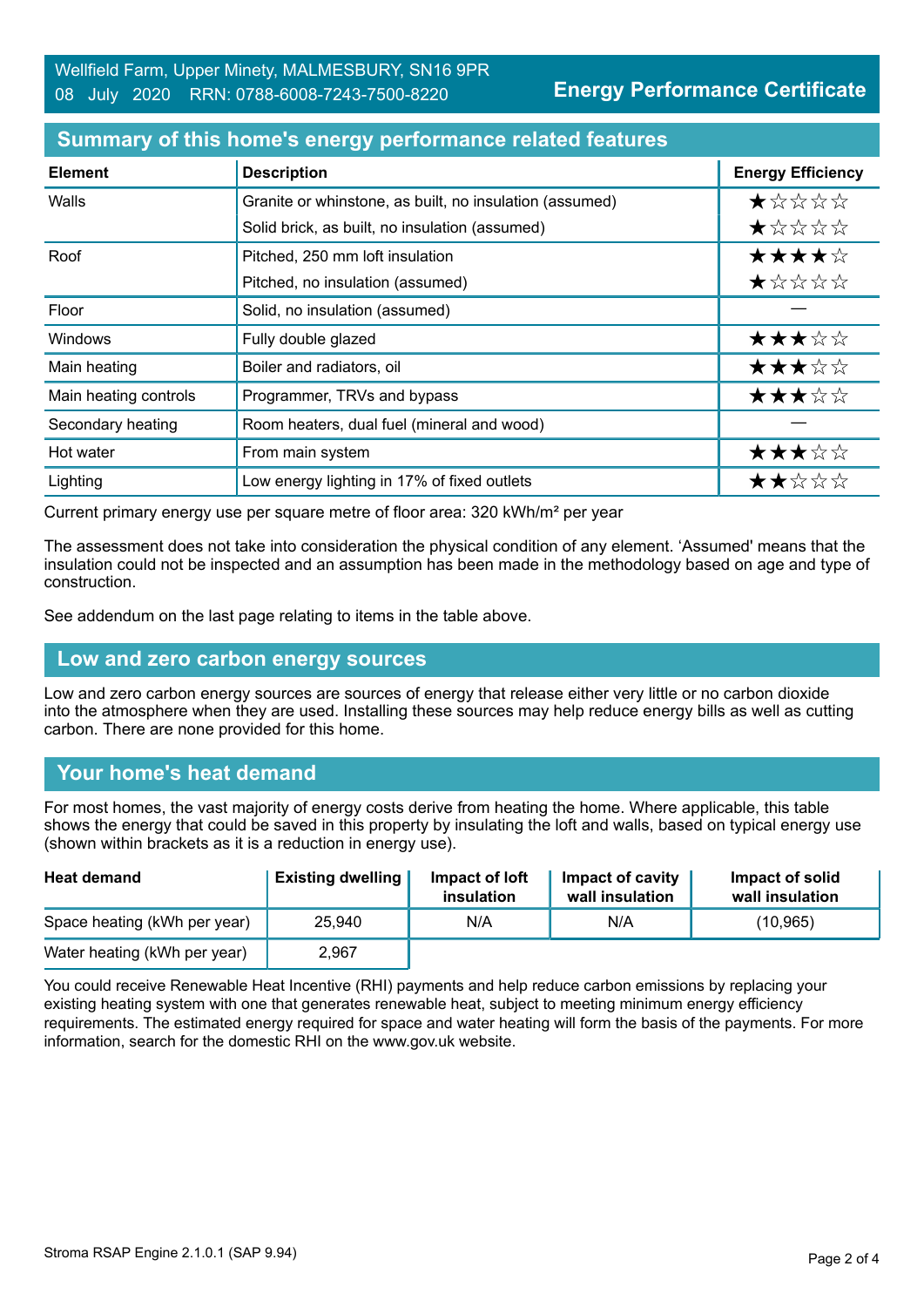Wellfield Farm, Upper Minety, MALMESBURY, SN16 9PR
08 July 2020 RRN: 0788-6008-7243-7500-8220

**Energy Performance Certificate**

## Summary of this home's energy performance related features

| Element | Description | Energy Efficiency |
|---|---|---|
| Walls | Granite or whinstone, as built, no insulation (assumed) | ★☆☆☆☆ |
| | Solid brick, as built, no insulation (assumed) | ★☆☆☆☆ |
| Roof | Pitched, 250 mm loft insulation | ★★★★☆ |
| | Pitched, no insulation (assumed) | ★☆☆☆☆ |
| Floor | Solid, no insulation (assumed) | — |
| Windows | Fully double glazed | ★★★☆☆ |
| Main heating | Boiler and radiators, oil | ★★★☆☆ |
| Main heating controls | Programmer, TRVs and bypass | ★★★☆☆ |
| Secondary heating | Room heaters, dual fuel (mineral and wood) | — |
| Hot water | From main system | ★★★☆☆ |
| Lighting | Low energy lighting in 17% of fixed outlets | ★★☆☆☆ |

Current primary energy use per square metre of floor area: 320 kWh/m² per year

The assessment does not take into consideration the physical condition of any element. 'Assumed' means that the insulation could not be inspected and an assumption has been made in the methodology based on age and type of construction.

See addendum on the last page relating to items in the table above.

## Low and zero carbon energy sources

Low and zero carbon energy sources are sources of energy that release either very little or no carbon dioxide into the atmosphere when they are used. Installing these sources may help reduce energy bills as well as cutting carbon. There are none provided for this home.

## Your home's heat demand

For most homes, the vast majority of energy costs derive from heating the home. Where applicable, this table shows the energy that could be saved in this property by insulating the loft and walls, based on typical energy use (shown within brackets as it is a reduction in energy use).

| Heat demand | Existing dwelling | Impact of loft insulation | Impact of cavity wall insulation | Impact of solid wall insulation |
|---|---|---|---|---|
| Space heating (kWh per year) | 25,940 | N/A | N/A | (10,965) |
| Water heating (kWh per year) | 2,967 | | | |

You could receive Renewable Heat Incentive (RHI) payments and help reduce carbon emissions by replacing your existing heating system with one that generates renewable heat, subject to meeting minimum energy efficiency requirements. The estimated energy required for space and water heating will form the basis of the payments. For more information, search for the domestic RHI on the www.gov.uk website.

Stroma RSAP Engine 2.1.0.1 (SAP 9.94)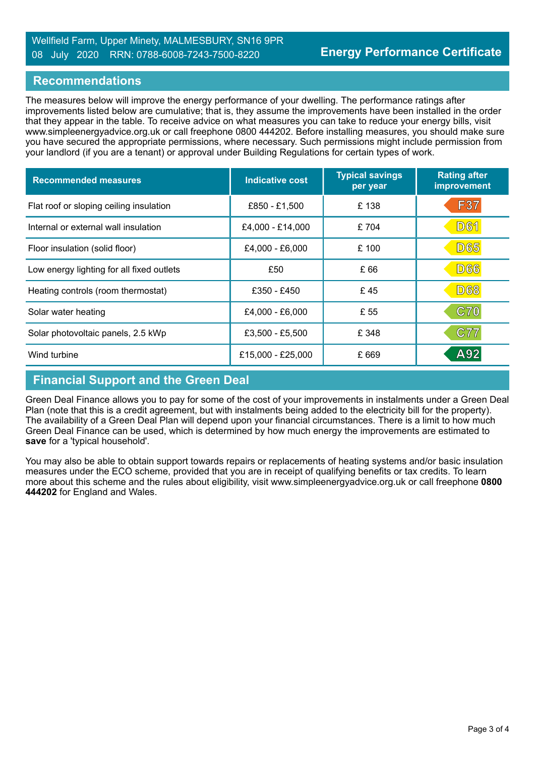Wellfield Farm, Upper Minety, MALMESBURY, SN16 9PR
08 July 2020 RRN: 0788-6008-7243-7500-8220

**Energy Performance Certificate**

## Recommendations

The measures below will improve the energy performance of your dwelling. The performance ratings after improvements listed below are cumulative; that is, they assume the improvements have been installed in the order that they appear in the table. To receive advice on what measures you can take to reduce your energy bills, visit www.simpleenergyadvice.org.uk or call freephone 0800 444202. Before installing measures, you should make sure you have secured the appropriate permissions, where necessary. Such permissions might include permission from your landlord (if you are a tenant) or approval under Building Regulations for certain types of work.

| Recommended measures | Indicative cost | Typical savings per year | Rating after improvement |
|---|---|---|---|
| Flat roof or sloping ceiling insulation | £850 - £1,500 | £ 138 | F37 |
| Internal or external wall insulation | £4,000 - £14,000 | £ 704 | D61 |
| Floor insulation (solid floor) | £4,000 - £6,000 | £ 100 | D65 |
| Low energy lighting for all fixed outlets | £50 | £ 66 | D66 |
| Heating controls (room thermostat) | £350 - £450 | £ 45 | D68 |
| Solar water heating | £4,000 - £6,000 | £ 55 | C70 |
| Solar photovoltaic panels, 2.5 kWp | £3,500 - £5,500 | £ 348 | C77 |
| Wind turbine | £15,000 - £25,000 | £ 669 | A92 |

## Financial Support and the Green Deal

Green Deal Finance allows you to pay for some of the cost of your improvements in instalments under a Green Deal Plan (note that this is a credit agreement, but with instalments being added to the electricity bill for the property). The availability of a Green Deal Plan will depend upon your financial circumstances. There is a limit to how much Green Deal Finance can be used, which is determined by how much energy the improvements are estimated to **save** for a 'typical household'.

You may also be able to obtain support towards repairs or replacements of heating systems and/or basic insulation measures under the ECO scheme, provided that you are in receipt of qualifying benefits or tax credits. To learn more about this scheme and the rules about eligibility, visit www.simpleenergyadvice.org.uk or call freephone **0800 444202** for England and Wales.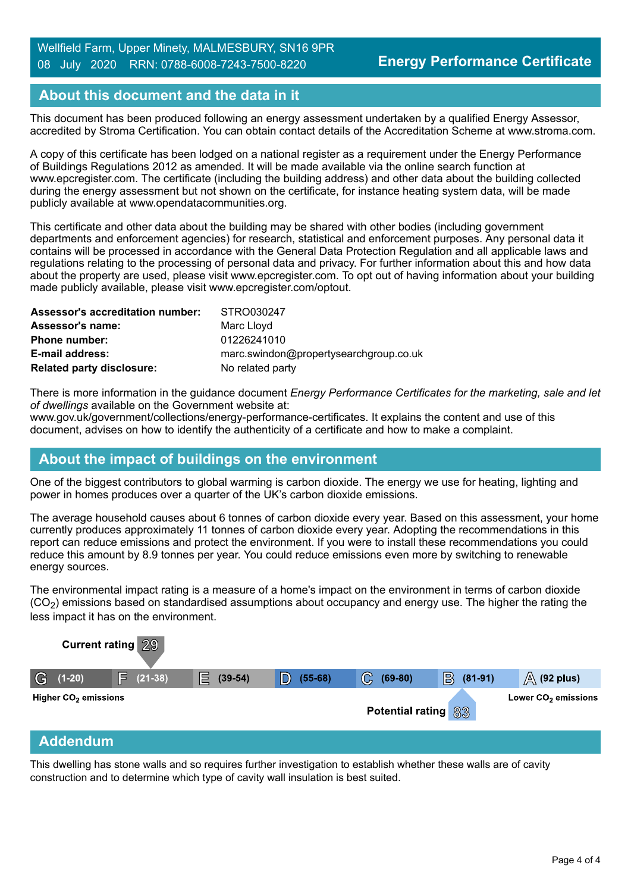Wellfield Farm, Upper Minety, MALMESBURY, SN16 9PR
08 July 2020 RRN: 0788-6008-7243-7500-8220

**Energy Performance Certificate**

## About this document and the data in it

This document has been produced following an energy assessment undertaken by a qualified Energy Assessor, accredited by Stroma Certification. You can obtain contact details of the Accreditation Scheme at www.stroma.com.

A copy of this certificate has been lodged on a national register as a requirement under the Energy Performance of Buildings Regulations 2012 as amended. It will be made available via the online search function at www.epcregister.com. The certificate (including the building address) and other data about the building collected during the energy assessment but not shown on the certificate, for instance heating system data, will be made publicly available at www.opendatacommunities.org.

This certificate and other data about the building may be shared with other bodies (including government departments and enforcement agencies) for research, statistical and enforcement purposes. Any personal data it contains will be processed in accordance with the General Data Protection Regulation and all applicable laws and regulations relating to the processing of personal data and privacy. For further information about this and how data about the property are used, please visit www.epcregister.com. To opt out of having information about your building made publicly available, please visit www.epcregister.com/optout.

| | |
|---|---|
| **Assessor's accreditation number:** | STRO030247 |
| **Assessor's name:** | Marc Lloyd |
| **Phone number:** | 01226241010 |
| **E-mail address:** | marc.swindon@propertysearchgroup.co.uk |
| **Related party disclosure:** | No related party |

There is more information in the guidance document *Energy Performance Certificates for the marketing, sale and let of dwellings* available on the Government website at: www.gov.uk/government/collections/energy-performance-certificates. It explains the content and use of this document, advises on how to identify the authenticity of a certificate and how to make a complaint.

## About the impact of buildings on the environment

One of the biggest contributors to global warming is carbon dioxide. The energy we use for heating, lighting and power in homes produces over a quarter of the UK's carbon dioxide emissions.

The average household causes about 6 tonnes of carbon dioxide every year. Based on this assessment, your home currently produces approximately 11 tonnes of carbon dioxide every year. Adopting the recommendations in this report can reduce emissions and protect the environment. If you were to install these recommendations you could reduce this amount by 8.9 tonnes per year. You could reduce emissions even more by switching to renewable energy sources.

The environmental impact rating is a measure of a home's impact on the environment in terms of carbon dioxide ($CO_2$) emissions based on standardised assumptions about occupancy and energy use. The higher the rating the less impact it has on the environment.

Current rating 29

G (1-20)
F (21-38)
E (39-54)
D (55-68)
C (69-80)
B (81-91)
A (92 plus)

Higher $CO_2$ emissions
Lower $CO_2$ emissions

Potential rating 83

## Addendum

This dwelling has stone walls and so requires further investigation to establish whether these walls are of cavity construction and to determine which type of cavity wall insulation is best suited.